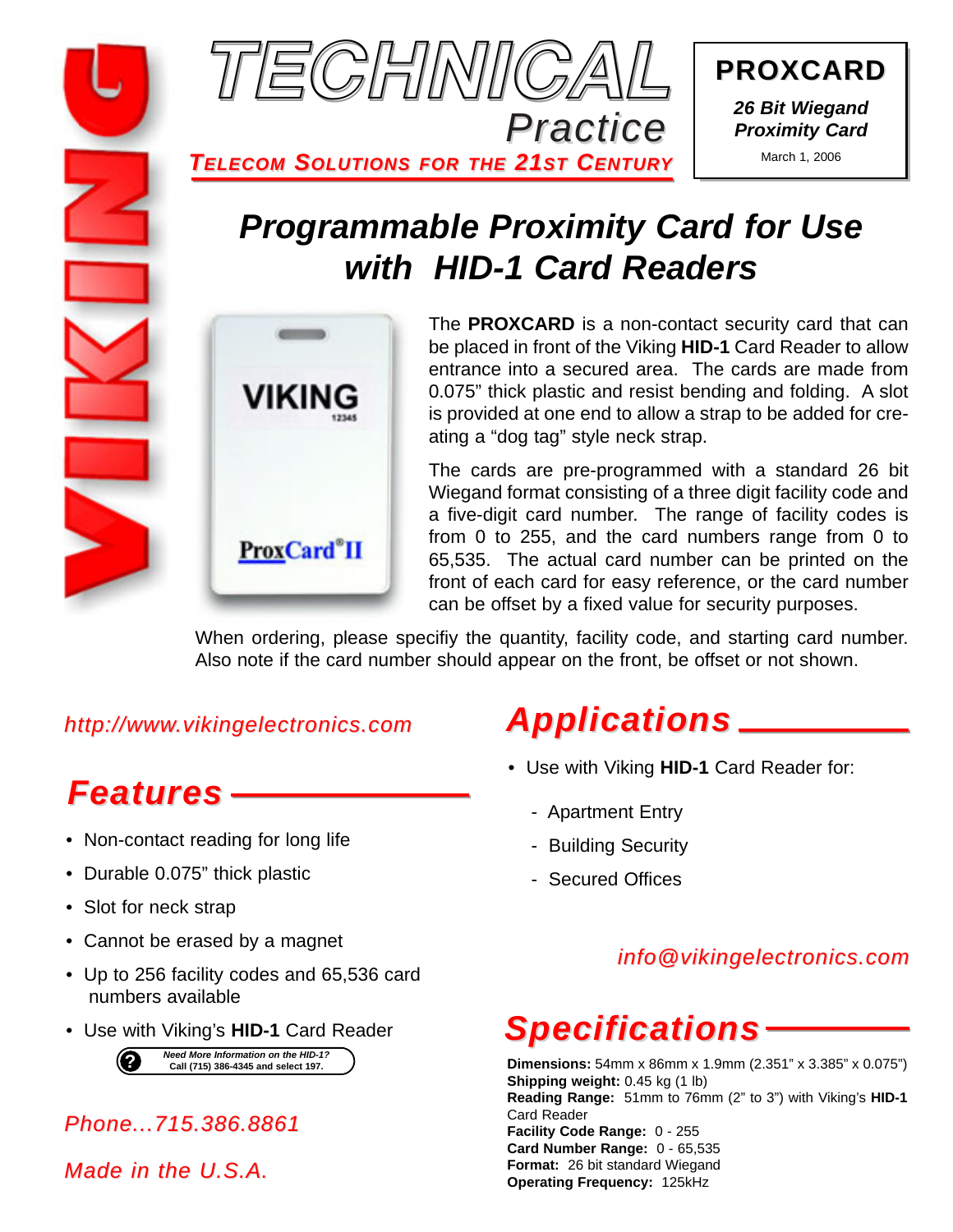# TECHNICAL Practice

**TELECOM SOLUTIONS FOR THE 21ST CENTURY**

**PROXCARD**

***26 Bit Wiegand Proximity Card***

March 1, 2006

## *Programmable Proximity Card for Use with HID-1 Card Readers*

The **PROXCARD** is a non-contact security card that can be placed in front of the Viking **HID-1** Card Reader to allow entrance into a secured area. The cards are made from 0.075" thick plastic and resist bending and folding. A slot is provided at one end to allow a strap to be added for creating a "dog tag" style neck strap.

The cards are pre-programmed with a standard 26 bit Wiegand format consisting of a three digit facility code and a five-digit card number. The range of facility codes is from 0 to 255, and the card numbers range from 0 to 65,535. The actual card number can be printed on the front of each card for easy reference, or the card number can be offset by a fixed value for security purposes.

When ordering, please specifiy the quantity, facility code, and starting card number. Also note if the card number should appear on the front, be offset or not shown.

*http://www.vikingelectronics.com*

## *Features*

- Non-contact reading for long life
- Durable 0.075" thick plastic
- Slot for neck strap
- Cannot be erased by a magnet
- Up to 256 facility codes and 65,536 card numbers available
- Use with Viking's **HID-1** Card Reader

***Need More Information on the HID-1?*** **Call (715) 386-4345 and select 197.**

*Phone...715.386.8861*

*Made in the U.S.A.*

## *Applications*

- Use with Viking **HID-1** Card Reader for:
  - Apartment Entry
  - Building Security
  - Secured Offices

*info@vikingelectronics.com*

## *Specifications*

**Dimensions:** 54mm x 86mm x 1.9mm (2.351" x 3.385" x 0.075")
**Shipping weight:** 0.45 kg (1 lb)
**Reading Range:** 51mm to 76mm (2" to 3") with Viking's **HID-1** Card Reader
**Facility Code Range:** 0 - 255
**Card Number Range:** 0 - 65,535
**Format:** 26 bit standard Wiegand
**Operating Frequency:** 125kHz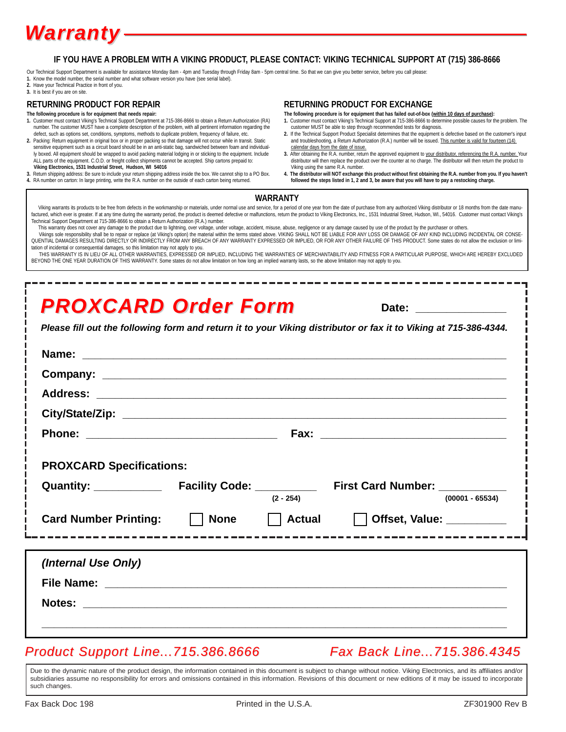# Warranty

**IF YOU HAVE A PROBLEM WITH A VIKING PRODUCT, PLEASE CONTACT: VIKING TECHNICAL SUPPORT AT (715) 386-8666**

Our Technical Support Department is available for assistance Monday 8am - 4pm and Tuesday through Friday 8am - 5pm central time. So that we can give you better service, before you call please:

1. Know the model number, the serial number and what software version you have (see serial label).
2. Have your Technical Practice in front of you.
3. It is best if you are on site.

## RETURNING PRODUCT FOR REPAIR

**The following procedure is for equipment that needs repair:**

1. Customer must contact Viking's Technical Support Department at 715-386-8666 to obtain a Return Authorization (RA) number. The customer MUST have a complete description of the problem, with all pertinent information regarding the defect, such as options set, conditions, symptoms, methods to duplicate problem, frequency of failure, etc.
2. Packing: Return equipment in original box or in proper packing so that damage will not occur while in transit. Static sensitive equipment such as a circuit board should be in an anti-static bag, sandwiched between foam and individually boxed. All equipment should be wrapped to avoid packing material lodging in or sticking to the equipment. Include ALL parts of the equipment. C.O.D. or freight collect shipments cannot be accepted. Ship cartons prepaid to: **Viking Electronics, 1531 Industrial Street, Hudson, WI 54016**
3. Return shipping address: Be sure to include your return shipping address inside the box. We cannot ship to a PO Box.
4. RA number on carton: In large printing, write the R.A. number on the outside of each carton being returned.

## RETURNING PRODUCT FOR EXCHANGE

**The following procedure is for equipment that has failed out-of-box (within 10 days of purchase):**

1. Customer must contact Viking's Technical Support at 715-386-8666 to determine possible causes for the problem. The customer MUST be able to step through recommended tests for diagnosis.
2. If the Technical Support Product Specialist determines that the equipment is defective based on the customer's input and troubleshooting, a Return Authorization (R.A.) number will be issued. This number is valid for fourteen (14) calendar days from the date of issue.
3. After obtaining the R.A. number, return the approved equipment to your distributor, referencing the R.A. number. Your distributor will then replace the product over the counter at no charge. The distributor will then return the product to Viking using the same R.A. number.
4. **The distributor will NOT exchange this product without first obtaining the R.A. number from you. If you haven't followed the steps listed in 1, 2 and 3, be aware that you will have to pay a restocking charge.**

## WARRANTY

Viking warrants its products to be free from defects in the workmanship or materials, under normal use and service, for a period of one year from the date of purchase from any authorized Viking distributor or 18 months from the date manufactured, which ever is greater. If at any time during the warranty period, the product is deemed defective or malfunctions, return the product to Viking Electronics, Inc., 1531 Industrial Street, Hudson, WI., 54016. Customer must contact Viking's Technical Support Department at 715-386-8666 to obtain a Return Authorization (R.A.) number.

This warranty does not cover any damage to the product due to lightning, over voltage, under voltage, accident, misuse, abuse, negligence or any damage caused by use of the product by the purchaser or others.

Vikings sole responsibility shall be to repair or replace (at Viking's option) the material within the terms stated above. VIKING SHALL NOT BE LIABLE FOR ANY LOSS OR DAMAGE OF ANY KIND INCLUDING INCIDENTAL OR CONSEQUENTIAL DAMAGES RESULTING DIRECTLY OR INDIRECTLY FROM ANY BREACH OF ANY WARRANTY EXPRESSED OR IMPLIED, OR FOR ANY OTHER FAILURE OF THIS PRODUCT. Some states do not allow the exclusion or limitation of incidental or consequential damages, so this limitation may not apply to you.

THIS WARRANTY IS IN LIEU OF ALL OTHER WARRANTIES, EXPRESSED OR IMPLIED, INCLUDING THE WARRANTIES OF MERCHANTABILITY AND FITNESS FOR A PARTICULAR PURPOSE, WHICH ARE HEREBY EXCLUDED BEYOND THE ONE YEAR DURATION OF THIS WARRANTY. Some states do not allow limitation on how long an implied warranty lasts, so the above limitation may not apply to you.

# PROXCARD Order Form

**Date:** ______________

***Please fill out the following form and return it to your Viking distributor or fax it to Viking at 715-386-4344.***

**Name:** ____________________________________________

**Company:** ____________________________________________

**Address:** ____________________________________________

**City/State/Zip:** ____________________________________________

**Phone:** ______________________ **Fax:** ______________________

**PROXCARD Specifications:**

**Quantity:** __________ **Facility Code:** __________ (2 - 254) **First Card Number:** __________ (00001 - 65534)

**Card Number Printing:** ☐ None ☐ Actual ☐ Offset, Value: __________

***(Internal Use Only)***

**File Name:** ____________________________________________

**Notes:** ____________________________________________

____________________________________________

*Product Support Line...715.386.8666* *Fax Back Line...715.386.4345*

Due to the dynamic nature of the product design, the information contained in this document is subject to change without notice. Viking Electronics, and its affiliates and/or subsidiaries assume no responsibility for errors and omissions contained in this information. Revisions of this document or new editions of it may be issued to incorporate such changes.

Fax Back Doc 198 Printed in the U.S.A. ZF301900 Rev B